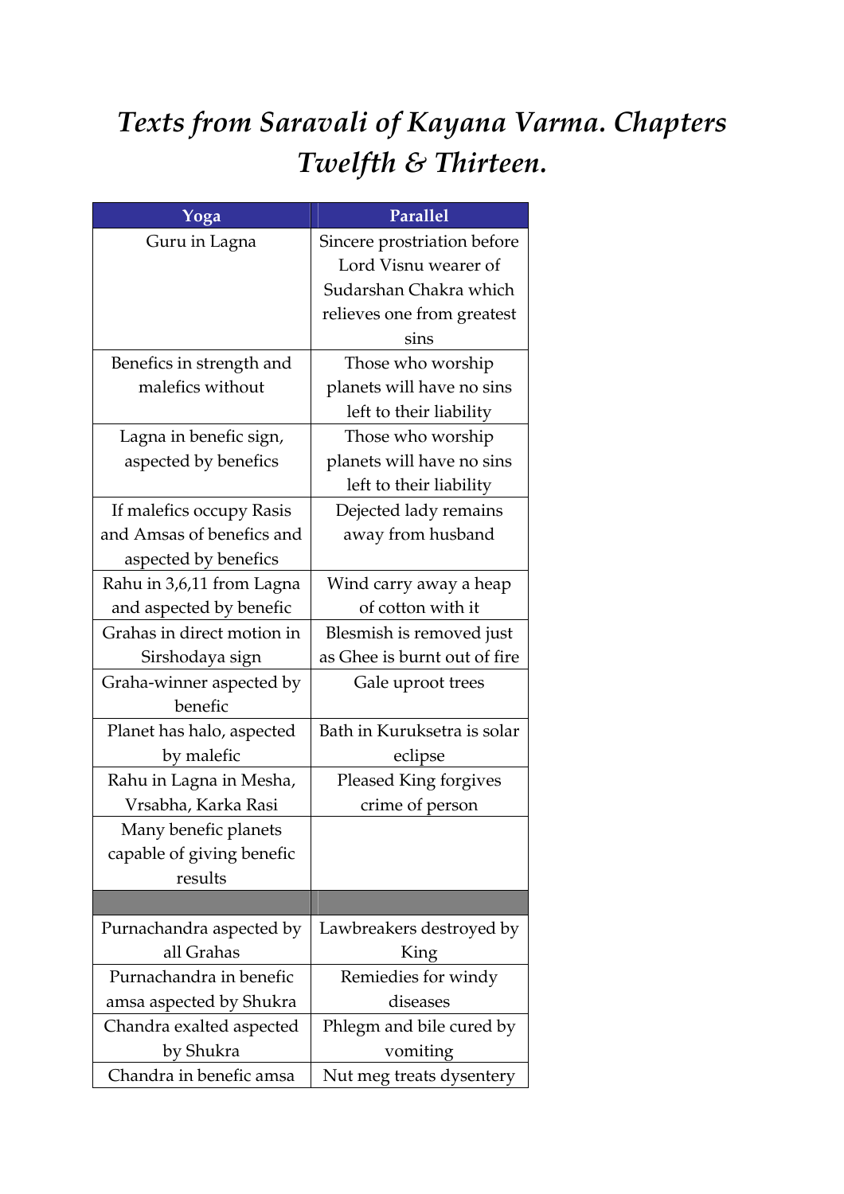# *Texts from Saravali of Kayana Varma. Chapters Twelfth & Thirteen.*

| Yoga | Parallel |
|---|---|
| Guru in Lagna | Sincere prostriation before Lord Visnu wearer of Sudarshan Chakra which relieves one from greatest sins |
| Benefics in strength and malefics without | Those who worship planets will have no sins left to their liability |
| Lagna in benefic sign, aspected by benefics | Those who worship planets will have no sins left to their liability |
| If malefics occupy Rasis and Amsas of benefics and aspected by benefics | Dejected lady remains away from husband |
| Rahu in 3,6,11 from Lagna and aspected by benefic | Wind carry away a heap of cotton with it |
| Grahas in direct motion in Sirshodaya sign | Blesmish is removed just as Ghee is burnt out of fire |
| Graha-winner aspected by benefic | Gale uproot trees |
| Planet has halo, aspected by malefic | Bath in Kuruksetra is solar eclipse |
| Rahu in Lagna in Mesha, Vrsabha, Karka Rasi | Pleased King forgives crime of person |
| Many benefic planets capable of giving benefic results | |
| | |
| Purnachandra aspected by all Grahas | Lawbreakers destroyed by King |
| Purnachandra in benefic amsa aspected by Shukra | Remiedies for windy diseases |
| Chandra exalted aspected by Shukra | Phlegm and bile cured by vomiting |
| Chandra in benefic amsa | Nut meg treats dysentery |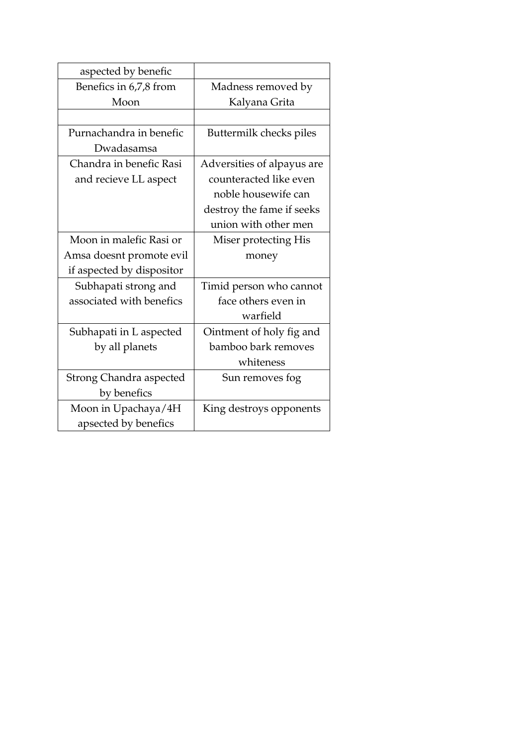| | |
|---|---|
| aspected by benefic | |
| Benefics in 6,7,8 from Moon | Madness removed by Kalyana Grita |
| | |
| Purnachandra in benefic Dwadasamsa | Buttermilk checks piles |
| Chandra in benefic Rasi and recieve LL aspect | Adversities of alpayus are counteracted like even noble housewife can destroy the fame if seeks union with other men |
| Moon in malefic Rasi or Amsa doesnt promote evil if aspected by dispositor | Miser protecting His money |
| Subhapati strong and associated with benefics | Timid person who cannot face others even in warfield |
| Subhapati in L aspected by all planets | Ointment of holy fig and bamboo bark removes whiteness |
| Strong Chandra aspected by benefics | Sun removes fog |
| Moon in Upachaya/4H apsected by benefics | King destroys opponents |